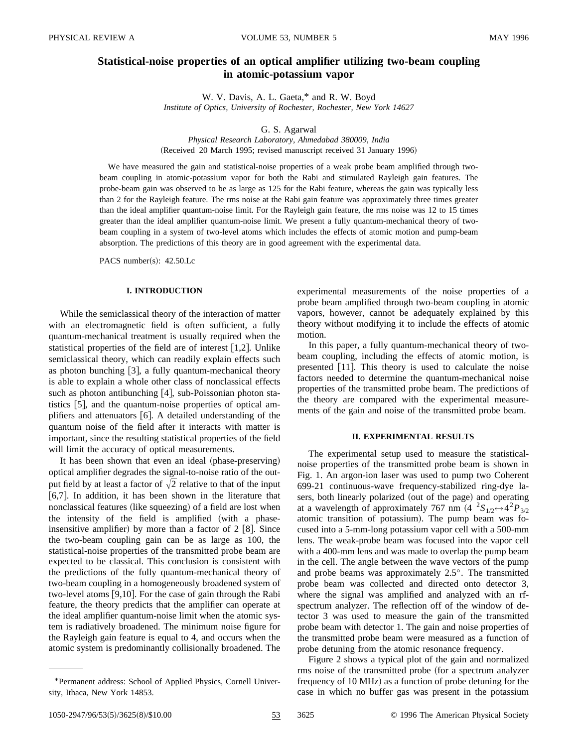# Statistical-noise properties of an optical amplifier utilizing two-beam coupling in atomic-potassium vapor

W. V. Davis, A. L. Gaeta,* and R. W. Boyd
*Institute of Optics, University of Rochester, Rochester, New York 14627*

G. S. Agarwal
*Physical Research Laboratory, Ahmedabad 380009, India*
(Received 20 March 1995; revised manuscript received 31 January 1996)

We have measured the gain and statistical-noise properties of a weak probe beam amplified through two-beam coupling in atomic-potassium vapor for both the Rabi and stimulated Rayleigh gain features. The probe-beam gain was observed to be as large as 125 for the Rabi feature, whereas the gain was typically less than 2 for the Rayleigh feature. The rms noise at the Rabi gain feature was approximately three times greater than the ideal amplifier quantum-noise limit. For the Rayleigh gain feature, the rms noise was 12 to 15 times greater than the ideal amplifier quantum-noise limit. We present a fully quantum-mechanical theory of two-beam coupling in a system of two-level atoms which includes the effects of atomic motion and pump-beam absorption. The predictions of this theory are in good agreement with the experimental data.

PACS number(s): 42.50.Lc

## I. INTRODUCTION

While the semiclassical theory of the interaction of matter with an electromagnetic field is often sufficient, a fully quantum-mechanical treatment is usually required when the statistical properties of the field are of interest [1,2]. Unlike semiclassical theory, which can readily explain effects such as photon bunching [3], a fully quantum-mechanical theory is able to explain a whole other class of nonclassical effects such as photon antibunching [4], sub-Poissonian photon statistics [5], and the quantum-noise properties of optical amplifiers and attenuators [6]. A detailed understanding of the quantum noise of the field after it interacts with matter is important, since the resulting statistical properties of the field will limit the accuracy of optical measurements.

It has been shown that even an ideal (phase-preserving) optical amplifier degrades the signal-to-noise ratio of the output field by at least a factor of $\sqrt{2}$ relative to that of the input [6,7]. In addition, it has been shown in the literature that nonclassical features (like squeezing) of a field are lost when the intensity of the field is amplified (with a phase-insensitive amplifier) by more than a factor of 2 [8]. Since the two-beam coupling gain can be as large as 100, the statistical-noise properties of the transmitted probe beam are expected to be classical. This conclusion is consistent with the predictions of the fully quantum-mechanical theory of two-beam coupling in a homogeneously broadened system of two-level atoms [9,10]. For the case of gain through the Rabi feature, the theory predicts that the amplifier can operate at the ideal amplifier quantum-noise limit when the atomic system is radiatively broadened. The minimum noise figure for the Rayleigh gain feature is equal to 4, and occurs when the atomic system is predominantly collisionally broadened. The experimental measurements of the noise properties of a probe beam amplified through two-beam coupling in atomic vapors, however, cannot be adequately explained by this theory without modifying it to include the effects of atomic motion.

In this paper, a fully quantum-mechanical theory of two-beam coupling, including the effects of atomic motion, is presented [11]. This theory is used to calculate the noise factors needed to determine the quantum-mechanical noise properties of the transmitted probe beam. The predictions of the theory are compared with the experimental measurements of the gain and noise of the transmitted probe beam.

## II. EXPERIMENTAL RESULTS

The experimental setup used to measure the statistical-noise properties of the transmitted probe beam is shown in Fig. 1. An argon-ion laser was used to pump two Coherent 699-21 continuous-wave frequency-stabilized ring-dye lasers, both linearly polarized (out of the page) and operating at a wavelength of approximately 767 nm ($4\ ^2S_{1/2} \leftrightarrow 4^2P_{3/2}$ atomic transition of potassium). The pump beam was focused into a 5-mm-long potassium vapor cell with a 500-mm lens. The weak-probe beam was focused into the vapor cell with a 400-mm lens and was made to overlap the pump beam in the cell. The angle between the wave vectors of the pump and probe beams was approximately 2.5°. The transmitted probe beam was collected and directed onto detector 3, where the signal was amplified and analyzed with an rf-spectrum analyzer. The reflection off of the window of detector 3 was used to measure the gain of the transmitted probe beam with detector 1. The gain and noise properties of the transmitted probe beam were measured as a function of probe detuning from the atomic resonance frequency.

Figure 2 shows a typical plot of the gain and normalized rms noise of the transmitted probe (for a spectrum analyzer frequency of 10 MHz) as a function of probe detuning for the case in which no buffer gas was present in the potassium

*Permanent address: School of Applied Physics, Cornell University, Ithaca, New York 14853.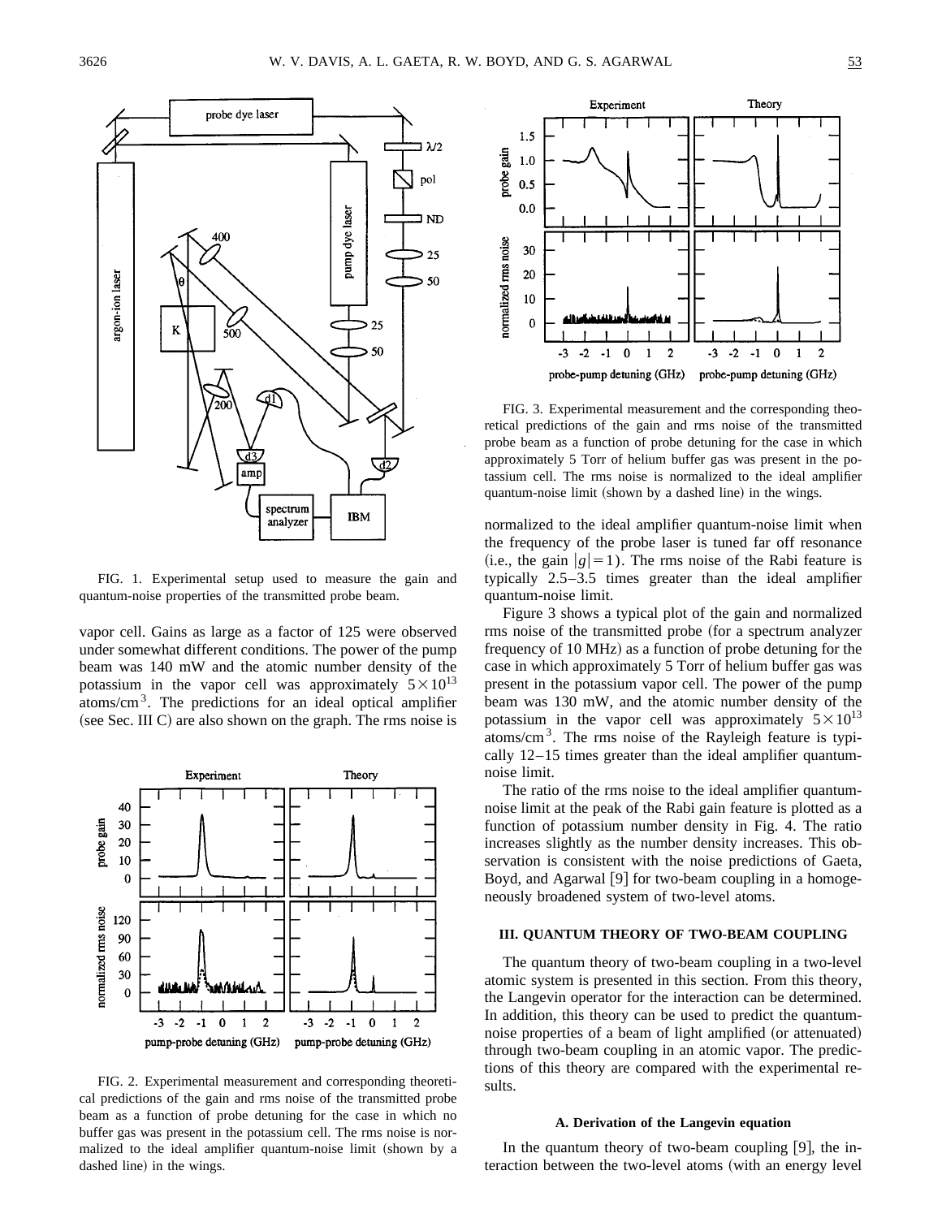FIG. 1. Experimental setup used to measure the gain and quantum-noise properties of the transmitted probe beam.

vapor cell. Gains as large as a factor of 125 were observed under somewhat different conditions. The power of the pump beam was 140 mW and the atomic number density of the potassium in the vapor cell was approximately $5\times10^{13}$ atoms/cm$^3$. The predictions for an ideal optical amplifier (see Sec. III C) are also shown on the graph. The rms noise is normalized to the ideal amplifier quantum-noise limit when the frequency of the probe laser is tuned far off resonance (i.e., the gain $|g|=1$). The rms noise of the Rabi feature is typically 2.5–3.5 times greater than the ideal amplifier quantum-noise limit.

FIG. 2. Experimental measurement and corresponding theoretical predictions of the gain and rms noise of the transmitted probe beam as a function of probe detuning for the case in which no buffer gas was present in the potassium cell. The rms noise is normalized to the ideal amplifier quantum-noise limit (shown by a dashed line) in the wings.

FIG. 3. Experimental measurement and the corresponding theoretical predictions of the gain and rms noise of the transmitted probe beam as a function of probe detuning for the case in which approximately 5 Torr of helium buffer gas was present in the potassium cell. The rms noise is normalized to the ideal amplifier quantum-noise limit (shown by a dashed line) in the wings.

Figure 3 shows a typical plot of the gain and normalized rms noise of the transmitted probe (for a spectrum analyzer frequency of 10 MHz) as a function of probe detuning for the case in which approximately 5 Torr of helium buffer gas was present in the potassium vapor cell. The power of the pump beam was 130 mW, and the atomic number density of the potassium in the vapor cell was approximately $5\times10^{13}$ atoms/cm$^3$. The rms noise of the Rayleigh feature is typically 12–15 times greater than the ideal amplifier quantum-noise limit.

The ratio of the rms noise to the ideal amplifier quantum-noise limit at the peak of the Rabi gain feature is plotted as a function of potassium number density in Fig. 4. The ratio increases slightly as the number density increases. This observation is consistent with the noise predictions of Gaeta, Boyd, and Agarwal [9] for two-beam coupling in a homogeneously broadened system of two-level atoms.

## III. QUANTUM THEORY OF TWO-BEAM COUPLING

The quantum theory of two-beam coupling in a two-level atomic system is presented in this section. From this theory, the Langevin operator for the interaction can be determined. In addition, this theory can be used to predict the quantum-noise properties of a beam of light amplified (or attenuated) through two-beam coupling in an atomic vapor. The predictions of this theory are compared with the experimental results.

### A. Derivation of the Langevin equation

In the quantum theory of two-beam coupling [9], the interaction between the two-level atoms (with an energy level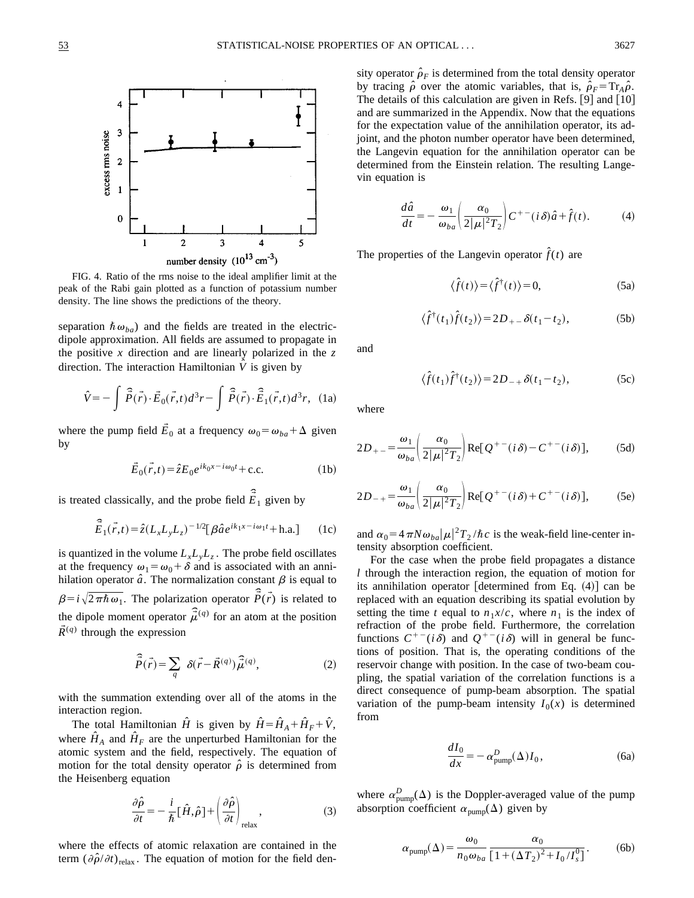FIG. 4. Ratio of the rms noise to the ideal amplifier limit at the peak of the Rabi gain plotted as a function of potassium number density. The line shows the predictions of the theory.

separation $\hbar\omega_{ba}$) and the fields are treated in the electric-dipole approximation. All fields are assumed to propagate in the positive $x$ direction and are linearly polarized in the $z$ direction. The interaction Hamiltonian $\hat{V}$ is given by

$$\hat{V} = -\int \hat{\vec{P}}(\vec{r}) \cdot \vec{E}_0(\vec{r},t) d^3r - \int \hat{\vec{P}}(\vec{r}) \cdot \hat{\vec{E}}_1(\vec{r},t) d^3r, \quad (1a)$$

where the pump field $\vec{E}_0$ at a frequency $\omega_0 = \omega_{ba} + \Delta$ given by

$$\vec{E}_0(\vec{r},t) = \hat{z} E_0 e^{ik_0 x - i\omega_0 t} + \text{c.c.} \quad (1b)$$

is treated classically, and the probe field $\hat{\vec{E}}_1$ given by

$$\hat{\vec{E}}_1(\vec{r},t) = \hat{z}(L_x L_y L_z)^{-1/2}[\beta \hat{a} e^{ik_1 x - i\omega_1 t} + \text{h.a.}] \quad (1c)$$

is quantized in the volume $L_x L_y L_z$. The probe field oscillates at the frequency $\omega_1 = \omega_0 + \delta$ and is associated with an annihilation operator $\hat{a}$. The normalization constant $\beta$ is equal to $\beta = i\sqrt{2\pi\hbar\omega_1}$. The polarization operator $\hat{\vec{P}}(\vec{r})$ is related to the dipole moment operator $\hat{\vec{\mu}}^{(q)}$ for an atom at the position $\vec{R}^{(q)}$ through the expression

$$\hat{\vec{P}}(\vec{r}) = \sum_q \delta(\vec{r} - \vec{R}^{(q)}) \hat{\vec{\mu}}^{(q)}, \quad (2)$$

with the summation extending over all of the atoms in the interaction region.

The total Hamiltonian $\hat{H}$ is given by $\hat{H} = \hat{H}_A + \hat{H}_F + \hat{V}$, where $\hat{H}_A$ and $\hat{H}_F$ are the unperturbed Hamiltonian for the atomic system and the field, respectively. The equation of motion for the total density operator $\hat{\rho}$ is determined from the Heisenberg equation

$$\frac{\partial \hat{\rho}}{\partial t} = -\frac{i}{\hbar}[\hat{H}, \hat{\rho}] + \left(\frac{\partial \hat{\rho}}{\partial t}\right)_{\text{relax}}, \quad (3)$$

where the effects of atomic relaxation are contained in the term $(\partial \hat{\rho}/\partial t)_{\text{relax}}$. The equation of motion for the field density operator $\hat{\rho}_F$ is determined from the total density operator by tracing $\hat{\rho}$ over the atomic variables, that is, $\hat{\rho}_F = \text{Tr}_A \hat{\rho}$. The details of this calculation are given in Refs. [9] and [10] and are summarized in the Appendix. Now that the equations for the expectation value of the annihilation operator, its adjoint, and the photon number operator have been determined, the Langevin equation for the annihilation operator can be determined from the Einstein relation. The resulting Langevin equation is

$$\frac{d\hat{a}}{dt} = -\frac{\omega_1}{\omega_{ba}}\left(\frac{\alpha_0}{2|\mu|^2 T_2}\right) C^{+-}(i\delta)\hat{a} + \hat{f}(t). \quad (4)$$

The properties of the Langevin operator $\hat{f}(t)$ are

$$\langle \hat{f}(t) \rangle = \langle \hat{f}^\dagger(t) \rangle = 0, \quad (5a)$$

$$\langle \hat{f}^\dagger(t_1) \hat{f}(t_2) \rangle = 2D_{+-}\delta(t_1 - t_2), \quad (5b)$$

and

$$\langle \hat{f}(t_1) \hat{f}^\dagger(t_2) \rangle = 2D_{-+}\delta(t_1 - t_2), \quad (5c)$$

where

$$2D_{+-} = \frac{\omega_1}{\omega_{ba}}\left(\frac{\alpha_0}{2|\mu|^2 T_2}\right) \text{Re}[Q^{+-}(i\delta) - C^{+-}(i\delta)], \quad (5d)$$

$$2D_{-+} = \frac{\omega_1}{\omega_{ba}}\left(\frac{\alpha_0}{2|\mu|^2 T_2}\right) \text{Re}[Q^{+-}(i\delta) + C^{+-}(i\delta)], \quad (5e)$$

and $\alpha_0 = 4\pi N \omega_{ba} |\mu|^2 T_2/\hbar c$ is the weak-field line-center intensity absorption coefficient.

For the case when the probe field propagates a distance $l$ through the interaction region, the equation of motion for its annihilation operator [determined from Eq. (4)] can be replaced with an equation describing its spatial evolution by setting the time $t$ equal to $n_1 x/c$, where $n_1$ is the index of refraction of the probe field. Furthermore, the correlation functions $C^{+-}(i\delta)$ and $Q^{+-}(i\delta)$ will in general be functions of position. That is, the operating conditions of the reservoir change with position. In the case of two-beam coupling, the spatial variation of the correlation functions is a direct consequence of pump-beam absorption. The spatial variation of the pump-beam intensity $I_0(x)$ is determined from

$$\frac{dI_0}{dx} = -\alpha^D_{\text{pump}}(\Delta) I_0, \quad (6a)$$

where $\alpha^D_{\text{pump}}(\Delta)$ is the Doppler-averaged value of the pump absorption coefficient $\alpha_{\text{pump}}(\Delta)$ given by

$$\alpha_{\text{pump}}(\Delta) = \frac{\omega_0}{n_0 \omega_{ba}} \frac{\alpha_0}{[1 + (\Delta T_2)^2 + I_0/I_s^0]}. \quad (6b)$$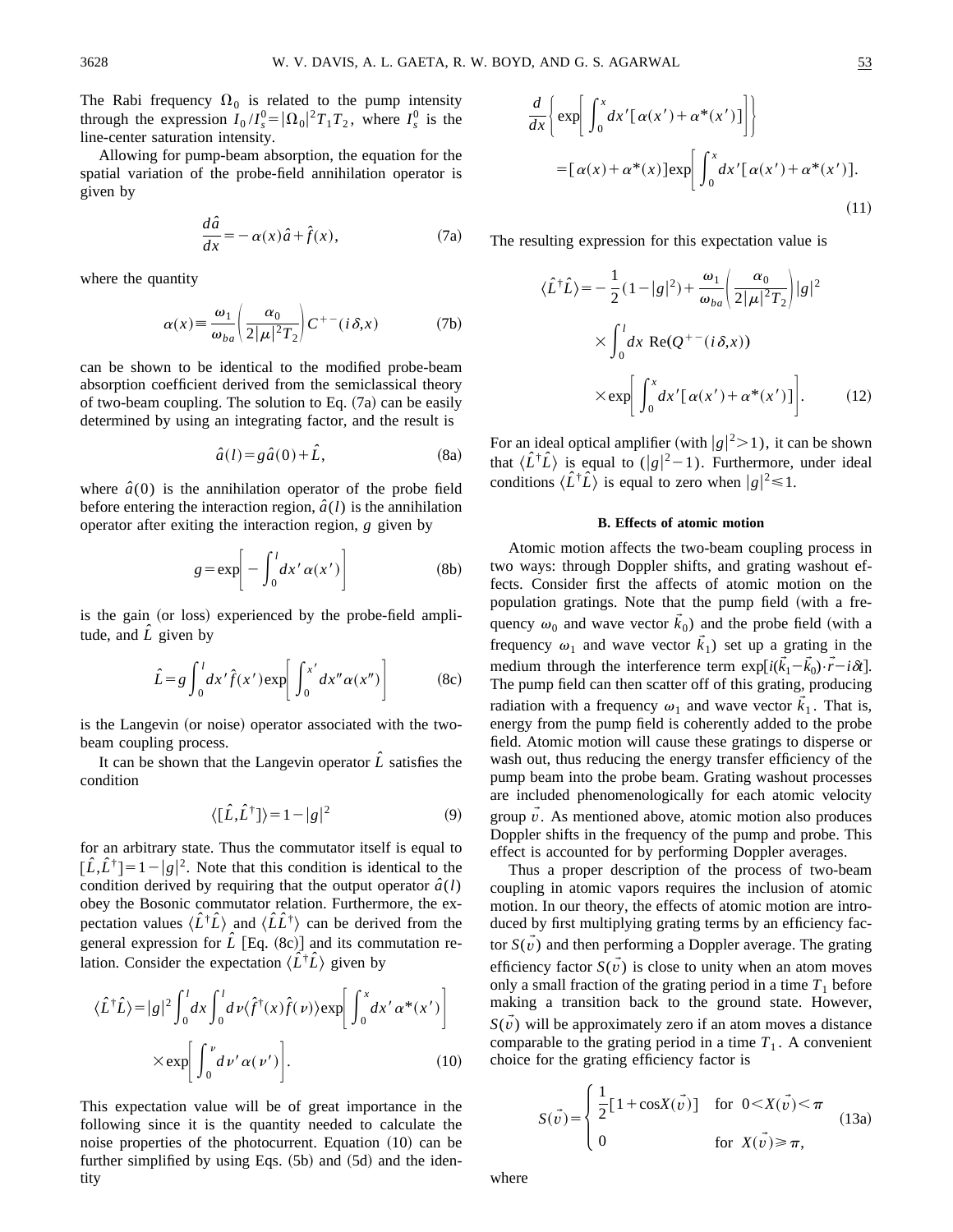The Rabi frequency $\Omega_0$ is related to the pump intensity through the expression $I_0/I_s^0 = |\Omega_0|^2 T_1 T_2$, where $I_s^0$ is the line-center saturation intensity.

Allowing for pump-beam absorption, the equation for the spatial variation of the probe-field annihilation operator is given by

$$\frac{d\hat{a}}{dx} = -\alpha(x)\hat{a} + \hat{f}(x), \tag{7a}$$

where the quantity

$$\alpha(x) \equiv \frac{\omega_1}{\omega_{ba}}\left(\frac{\alpha_0}{2|\mu|^2 T_2}\right) C^{+-}(i\delta,x) \tag{7b}$$

can be shown to be identical to the modified probe-beam absorption coefficient derived from the semiclassical theory of two-beam coupling. The solution to Eq. (7a) can be easily determined by using an integrating factor, and the result is

$$\hat{a}(l) = g\hat{a}(0) + \hat{L}, \tag{8a}$$

where $\hat{a}(0)$ is the annihilation operator of the probe field before entering the interaction region, $\hat{a}(l)$ is the annihilation operator after exiting the interaction region, $g$ given by

$$g = \exp\left[-\int_0^l dx' \alpha(x')\right] \tag{8b}$$

is the gain (or loss) experienced by the probe-field amplitude, and $\hat{L}$ given by

$$\hat{L} = g\int_0^l dx' \hat{f}(x') \exp\left[\int_0^{x'} dx'' \alpha(x'')\right] \tag{8c}$$

is the Langevin (or noise) operator associated with the two-beam coupling process.

It can be shown that the Langevin operator $\hat{L}$ satisfies the condition

$$\langle[\hat{L},\hat{L}^\dagger]\rangle = 1 - |g|^2 \tag{9}$$

for an arbitrary state. Thus the commutator itself is equal to $[\hat{L},\hat{L}^\dagger] = 1 - |g|^2$. Note that this condition is identical to the condition derived by requiring that the output operator $\hat{a}(l)$ obey the Bosonic commutator relation. Furthermore, the expectation values $\langle\hat{L}^\dagger\hat{L}\rangle$ and $\langle\hat{L}\hat{L}^\dagger\rangle$ can be derived from the general expression for $\hat{L}$ [Eq. (8c)] and its commutation relation. Consider the expectation $\langle\hat{L}^\dagger\hat{L}\rangle$ given by

$$\langle\hat{L}^\dagger\hat{L}\rangle = |g|^2 \int_0^l dx \int_0^l d\nu \langle\hat{f}^\dagger(x)\hat{f}(\nu)\rangle \exp\left[\int_0^x dx' \alpha^*(x')\right] \times \exp\left[\int_0^\nu d\nu' \alpha(\nu')\right]. \tag{10}$$

This expectation value will be of great importance in the following since it is the quantity needed to calculate the noise properties of the photocurrent. Equation (10) can be further simplified by using Eqs. (5b) and (5d) and the identity

$$\frac{d}{dx}\left\{\exp\left[\int_0^x dx'[\alpha(x') + \alpha^*(x')]\right]\right\} = [\alpha(x) + \alpha^*(x)]\exp\left[\int_0^x dx'[\alpha(x') + \alpha^*(x')]\right]. \tag{11}$$

The resulting expression for this expectation value is

$$\langle\hat{L}^\dagger\hat{L}\rangle = -\frac{1}{2}(1 - |g|^2) + \frac{\omega_1}{\omega_{ba}}\left(\frac{\alpha_0}{2|\mu|^2 T_2}\right)|g|^2 \times \int_0^l dx\ \mathrm{Re}(Q^{+-}(i\delta,x)) \times \exp\left[\int_0^x dx'[\alpha(x') + \alpha^*(x')]\right]. \tag{12}$$

For an ideal optical amplifier (with $|g|^2 > 1$), it can be shown that $\langle\hat{L}^\dagger\hat{L}\rangle$ is equal to $(|g|^2 - 1)$. Furthermore, under ideal conditions $\langle\hat{L}^\dagger\hat{L}\rangle$ is equal to zero when $|g|^2 \leqslant 1$.

### B. Effects of atomic motion

Atomic motion affects the two-beam coupling process in two ways: through Doppler shifts, and grating washout effects. Consider first the affects of atomic motion on the population gratings. Note that the pump field (with a frequency $\omega_0$ and wave vector $\vec{k}_0$) and the probe field (with a frequency $\omega_1$ and wave vector $\vec{k}_1$) set up a grating in the medium through the interference term $\exp[i(\vec{k}_1 - \vec{k}_0)\cdot\vec{r} - i\delta t]$. The pump field can then scatter off of this grating, producing radiation with a frequency $\omega_1$ and wave vector $\vec{k}_1$. That is, energy from the pump field is coherently added to the probe field. Atomic motion will cause these gratings to disperse or wash out, thus reducing the energy transfer efficiency of the pump beam into the probe beam. Grating washout processes are included phenomenologically for each atomic velocity group $\vec{v}$. As mentioned above, atomic motion also produces Doppler shifts in the frequency of the pump and probe. This effect is accounted for by performing Doppler averages.

Thus a proper description of the process of two-beam coupling in atomic vapors requires the inclusion of atomic motion. In our theory, the effects of atomic motion are introduced by first multiplying grating terms by an efficiency factor $S(\vec{v})$ and then performing a Doppler average. The grating efficiency factor $S(\vec{v})$ is close to unity when an atom moves only a small fraction of the grating period in a time $T_1$ before making a transition back to the ground state. However, $S(\vec{v})$ will be approximately zero if an atom moves a distance comparable to the grating period in a time $T_1$. A convenient choice for the grating efficiency factor is

$$S(\vec{v}) = \begin{cases} \frac{1}{2}[1 + \cos X(\vec{v})] & \text{for } 0 < X(\vec{v}) < \pi \\ 0 & \text{for } X(\vec{v}) \geqslant \pi, \end{cases} \tag{13a}$$

where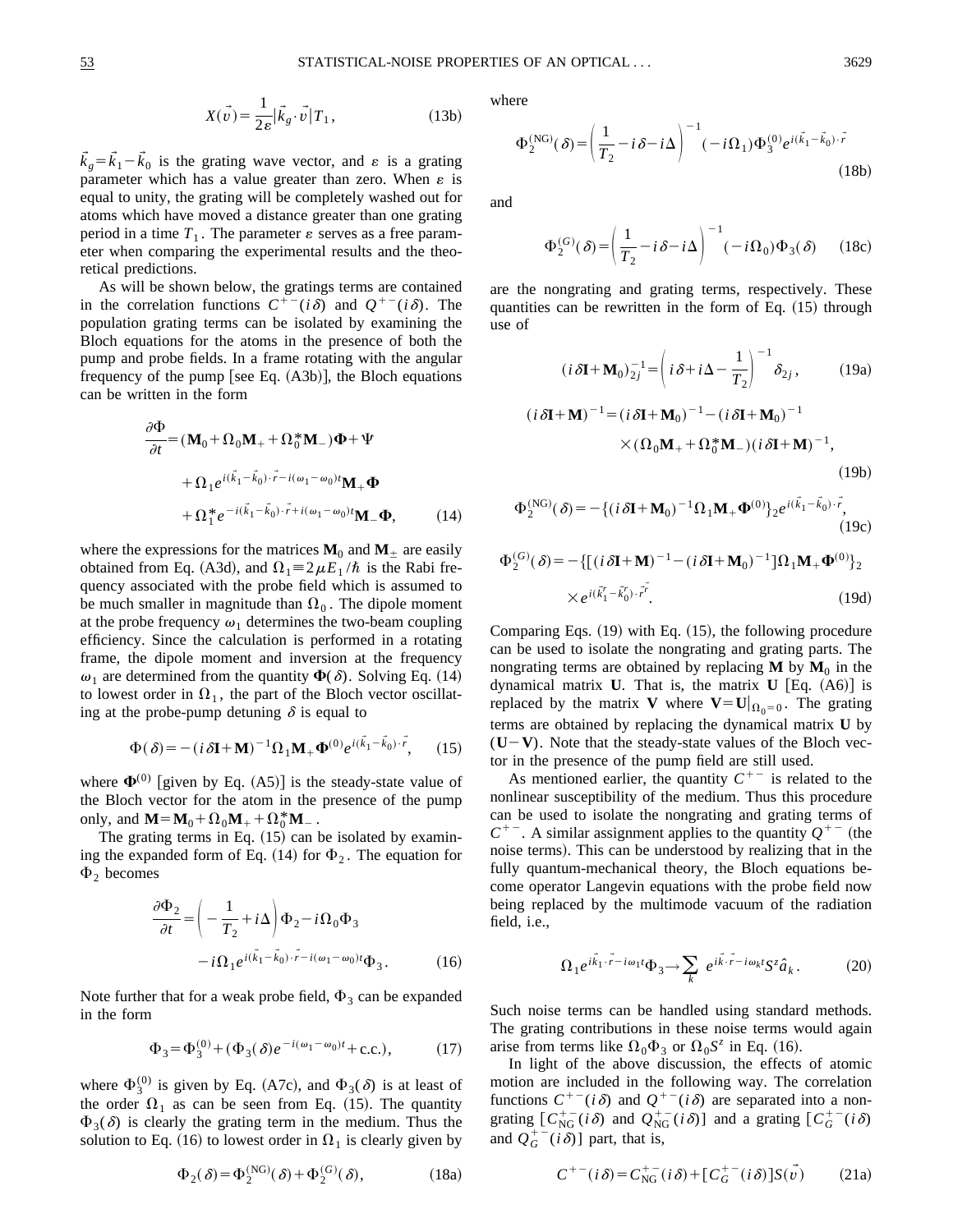$$X(\vec{v}) = \frac{1}{2\varepsilon} |\vec{k}_g \cdot \vec{v}| T_1, \tag{13b}$$

$\vec{k}_g = \vec{k}_1 - \vec{k}_0$ is the grating wave vector, and $\varepsilon$ is a grating parameter which has a value greater than zero. When $\varepsilon$ is equal to unity, the grating will be completely washed out for atoms which have moved a distance greater than one grating period in a time $T_1$. The parameter $\varepsilon$ serves as a free parameter when comparing the experimental results and the theoretical predictions.

As will be shown below, the gratings terms are contained in the correlation functions $C^{+-}(i\delta)$ and $Q^{+-}(i\delta)$. The population grating terms can be isolated by examining the Bloch equations for the atoms in the presence of both the pump and probe fields. In a frame rotating with the angular frequency of the pump [see Eq. (A3b)], the Bloch equations can be written in the form

$$\frac{\partial \Phi}{\partial t} = (\mathbf{M}_0 + \Omega_0 \mathbf{M}_+ + \Omega_0^* \mathbf{M}_-)\mathbf{\Phi} + \Psi + \Omega_1 e^{i(\vec{k}_1 - \vec{k}_0)\cdot\vec{r} - i(\omega_1 - \omega_0)t} \mathbf{M}_+ \mathbf{\Phi} + \Omega_1^* e^{-i(\vec{k}_1 - \vec{k}_0)\cdot\vec{r} + i(\omega_1 - \omega_0)t} \mathbf{M}_- \mathbf{\Phi}, \tag{14}$$

where the expressions for the matrices $\mathbf{M}_0$ and $\mathbf{M}_\pm$ are easily obtained from Eq. (A3d), and $\Omega_1 \equiv 2\mu E_1/\hbar$ is the Rabi frequency associated with the probe field which is assumed to be much smaller in magnitude than $\Omega_0$. The dipole moment at the probe frequency $\omega_1$ determines the two-beam coupling efficiency. Since the calculation is performed in a rotating frame, the dipole moment and inversion at the frequency $\omega_1$ are determined from the quantity $\mathbf{\Phi}(\delta)$. Solving Eq. (14) to lowest order in $\Omega_1$, the part of the Bloch vector oscillating at the probe-pump detuning $\delta$ is equal to

$$\Phi(\delta) = -(i\delta \mathbf{I} + \mathbf{M})^{-1} \Omega_1 \mathbf{M}_+ \mathbf{\Phi}^{(0)} e^{i(\vec{k}_1 - \vec{k}_0)\cdot\vec{r}}, \tag{15}$$

where $\mathbf{\Phi}^{(0)}$ [given by Eq. (A5)] is the steady-state value of the Bloch vector for the atom in the presence of the pump only, and $\mathbf{M} = \mathbf{M}_0 + \Omega_0 \mathbf{M}_+ + \Omega_0^* \mathbf{M}_-$.

The grating terms in Eq. (15) can be isolated by examining the expanded form of Eq. (14) for $\Phi_2$. The equation for $\Phi_2$ becomes

$$\frac{\partial \Phi_2}{\partial t} = \left( -\frac{1}{T_2} + i\Delta \right) \Phi_2 - i\Omega_0 \Phi_3 - i\Omega_1 e^{i(\vec{k}_1 - \vec{k}_0)\cdot\vec{r} - i(\omega_1 - \omega_0)t} \Phi_3. \tag{16}$$

Note further that for a weak probe field, $\Phi_3$ can be expanded in the form

$$\Phi_3 = \Phi_3^{(0)} + (\Phi_3(\delta) e^{-i(\omega_1 - \omega_0)t} + \text{c.c.}), \tag{17}$$

where $\Phi_3^{(0)}$ is given by Eq. (A7c), and $\Phi_3(\delta)$ is at least of the order $\Omega_1$ as can be seen from Eq. (15). The quantity $\Phi_3(\delta)$ is clearly the grating term in the medium. Thus the solution to Eq. (16) to lowest order in $\Omega_1$ is clearly given by

$$\Phi_2(\delta) = \Phi_2^{(\mathrm{NG})}(\delta) + \Phi_2^{(G)}(\delta), \tag{18a}$$

where

$$\Phi_2^{(\mathrm{NG})}(\delta) = \left( \frac{1}{T_2} - i\delta - i\Delta \right)^{-1} (-i\Omega_1) \Phi_3^{(0)} e^{i(\vec{k}_1 - \vec{k}_0)\cdot\vec{r}} \tag{18b}$$

and

$$\Phi_2^{(G)}(\delta) = \left( \frac{1}{T_2} - i\delta - i\Delta \right)^{-1} (-i\Omega_0) \Phi_3(\delta) \tag{18c}$$

are the nongrating and grating terms, respectively. These quantities can be rewritten in the form of Eq. (15) through use of

$$(i\delta \mathbf{I} + \mathbf{M}_0)_{2j}^{-1} = \left( i\delta + i\Delta - \frac{1}{T_2} \right)^{-1} \delta_{2j}, \tag{19a}$$

$$(i\delta \mathbf{I} + \mathbf{M})^{-1} = (i\delta \mathbf{I} + \mathbf{M}_0)^{-1} - (i\delta \mathbf{I} + \mathbf{M}_0)^{-1} \times (\Omega_0 \mathbf{M}_+ + \Omega_0^* \mathbf{M}_-)(i\delta \mathbf{I} + \mathbf{M})^{-1}, \tag{19b}$$

$$\Phi_2^{(\mathrm{NG})}(\delta) = -\{(i\delta \mathbf{I} + \mathbf{M}_0)^{-1} \Omega_1 \mathbf{M}_+ \mathbf{\Phi}^{(0)}\}_2 e^{i(\vec{k}_1 - \vec{k}_0)\cdot\vec{r}}, \tag{19c}$$

$$\Phi_2^{(G)}(\delta) = -\{[(i\delta \mathbf{I} + \mathbf{M})^{-1} - (i\delta \mathbf{I} + \mathbf{M}_0)^{-1}] \Omega_1 \mathbf{M}_+ \mathbf{\Phi}^{(0)}\}_2 \times e^{i(\vec{k}_1^r - \vec{k}_0^r)\cdot\vec{r}^r}. \tag{19d}$$

Comparing Eqs. (19) with Eq. (15), the following procedure can be used to isolate the nongrating and grating parts. The nongrating terms are obtained by replacing $\mathbf{M}$ by $\mathbf{M}_0$ in the dynamical matrix $\mathbf{U}$. That is, the matrix $\mathbf{U}$ [Eq. (A6)] is replaced by the matrix $\mathbf{V}$ where $\mathbf{V} = \mathbf{U}|_{\Omega_0 = 0}$. The grating terms are obtained by replacing the dynamical matrix $\mathbf{U}$ by $(\mathbf{U} - \mathbf{V})$. Note that the steady-state values of the Bloch vector in the presence of the pump field are still used.

As mentioned earlier, the quantity $C^{+-}$ is related to the nonlinear susceptibility of the medium. Thus this procedure can be used to isolate the nongrating and grating terms of $C^{+-}$. A similar assignment applies to the quantity $Q^{+-}$ (the noise terms). This can be understood by realizing that in the fully quantum-mechanical theory, the Bloch equations become operator Langevin equations with the probe field now being replaced by the multimode vacuum of the radiation field, i.e.,

$$\Omega_1 e^{i\vec{k}_1 \cdot \vec{r} - i\omega_1 t} \Phi_3 \to \sum_k e^{i\vec{k}\cdot\vec{r} - i\omega_k t} S^z \hat{a}_k. \tag{20}$$

Such noise terms can be handled using standard methods. The grating contributions in these noise terms would again arise from terms like $\Omega_0 \Phi_3$ or $\Omega_0 S^z$ in Eq. (16).

In light of the above discussion, the effects of atomic motion are included in the following way. The correlation functions $C^{+-}(i\delta)$ and $Q^{+-}(i\delta)$ are separated into a nongrating [$C_{\mathrm{NG}}^{+-}(i\delta)$ and $Q_{\mathrm{NG}}^{+-}(i\delta)$] and a grating [$C_G^{+-}(i\delta)$ and $Q_G^{+-}(i\delta)$] part, that is,

$$C^{+-}(i\delta) = C_{\mathrm{NG}}^{+-}(i\delta) + [C_G^{+-}(i\delta)] S(\vec{v}) \tag{21a}$$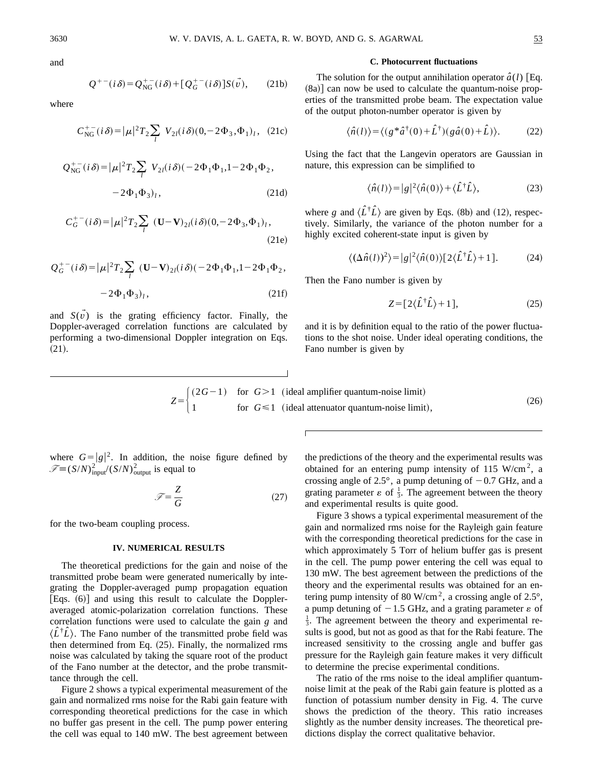and

$$Q^{+-}(i\delta)=Q_{\rm NG}^{+-}(i\delta)+[Q_G^{+-}(i\delta)]S(\vec{v}), \qquad (21b)$$

where

$$C_{\rm NG}^{+-}(i\delta)=|\mu|^2T_2\sum_l V_{2l}(i\delta)(0,-2\Phi_3,\Phi_1)_l, \quad (21c)$$

$$Q_{\rm NG}^{+-}(i\delta)=|\mu|^2T_2\sum_l V_{2l}(i\delta)(-2\Phi_1\Phi_1,1-2\Phi_1\Phi_2,$$
$$-2\Phi_1\Phi_3)_l, \qquad (21d)$$

$$C_G^{+-}(i\delta)=|\mu|^2T_2\sum_l (\mathbf{U}-\mathbf{V})_{2l}(i\delta)(0,-2\Phi_3,\Phi_1)_l, \qquad (21e)$$

$$Q_G^{+-}(i\delta)=|\mu|^2T_2\sum_l (\mathbf{U}-\mathbf{V})_{2l}(i\delta)(-2\Phi_1\Phi_1,1-2\Phi_1\Phi_2,$$
$$-2\Phi_1\Phi_3)_l, \qquad (21f)$$

and $S(\vec{v})$ is the grating efficiency factor. Finally, the Doppler-averaged correlation functions are calculated by performing a two-dimensional Doppler integration on Eqs. (21).

### C. Photocurrent fluctuations

The solution for the output annihilation operator $\hat{a}(l)$ [Eq. (8a)] can now be used to calculate the quantum-noise properties of the transmitted probe beam. The expectation value of the output photon-number operator is given by

$$\langle \hat{n}(l)\rangle=\langle (g^*\hat{a}^\dagger(0)+\hat{L}^\dagger)(g\hat{a}(0)+\hat{L})\rangle. \qquad (22)$$

Using the fact that the Langevin operators are Gaussian in nature, this expression can be simplified to

$$\langle \hat{n}(l)\rangle=|g|^2\langle \hat{n}(0)\rangle+\langle \hat{L}^\dagger\hat{L}\rangle, \qquad (23)$$

where $g$ and $\langle \hat{L}^\dagger\hat{L}\rangle$ are given by Eqs. (8b) and (12), respectively. Similarly, the variance of the photon number for a highly excited coherent-state input is given by

$$\langle (\Delta\hat{n}(l))^2\rangle=|g|^2\langle \hat{n}(0)\rangle[2\langle \hat{L}^\dagger\hat{L}\rangle+1]. \qquad (24)$$

Then the Fano number is given by

$$Z=[2\langle \hat{L}^\dagger\hat{L}\rangle+1], \qquad (25)$$

and it is by definition equal to the ratio of the power fluctuations to the shot noise. Under ideal operating conditions, the Fano number is given by

$$Z=\begin{cases}(2G-1) & \text{for } G>1 \ \text{(ideal amplifier quantum-noise limit)}\\ 1 & \text{for } G\leqslant 1 \ \text{(ideal attenuator quantum-noise limit)},\end{cases} \qquad (26)$$

where $G=|g|^2$. In addition, the noise figure defined by $\mathscr{F}\equiv(S/N)^2_{\rm input}/(S/N)^2_{\rm output}$ is equal to

$$\mathscr{F}=\frac{Z}{G} \qquad (27)$$

for the two-beam coupling process.

## IV. NUMERICAL RESULTS

The theoretical predictions for the gain and noise of the transmitted probe beam were generated numerically by integrating the Doppler-averaged pump propagation equation [Eqs. (6)] and using this result to calculate the Doppler-averaged atomic-polarization correlation functions. These correlation functions were used to calculate the gain $g$ and $\langle \hat{L}^\dagger\hat{L}\rangle$. The Fano number of the transmitted probe field was then determined from Eq. (25). Finally, the normalized rms noise was calculated by taking the square root of the product of the Fano number at the detector, and the probe transmittance through the cell.

Figure 2 shows a typical experimental measurement of the gain and normalized rms noise for the Rabi gain feature with corresponding theoretical predictions for the case in which no buffer gas present in the cell. The pump power entering the cell was equal to 140 mW. The best agreement between the predictions of the theory and the experimental results was obtained for an entering pump intensity of 115 W/cm$^2$, a crossing angle of 2.5°, a pump detuning of $-0.7$ GHz, and a grating parameter $\varepsilon$ of $\frac{1}{3}$. The agreement between the theory and experimental results is quite good.

Figure 3 shows a typical experimental measurement of the gain and normalized rms noise for the Rayleigh gain feature with the corresponding theoretical predictions for the case in which approximately 5 Torr of helium buffer gas is present in the cell. The pump power entering the cell was equal to 130 mW. The best agreement between the predictions of the theory and the experimental results was obtained for an entering pump intensity of 80 W/cm$^2$, a crossing angle of 2.5°, a pump detuning of $-1.5$ GHz, and a grating parameter $\varepsilon$ of $\frac{1}{3}$. The agreement between the theory and experimental results is good, but not as good as that for the Rabi feature. The increased sensitivity to the crossing angle and buffer gas pressure for the Rayleigh gain feature makes it very difficult to determine the precise experimental conditions.

The ratio of the rms noise to the ideal amplifier quantum-noise limit at the peak of the Rabi gain feature is plotted as a function of potassium number density in Fig. 4. The curve shows the prediction of the theory. This ratio increases slightly as the number density increases. The theoretical predictions display the correct qualitative behavior.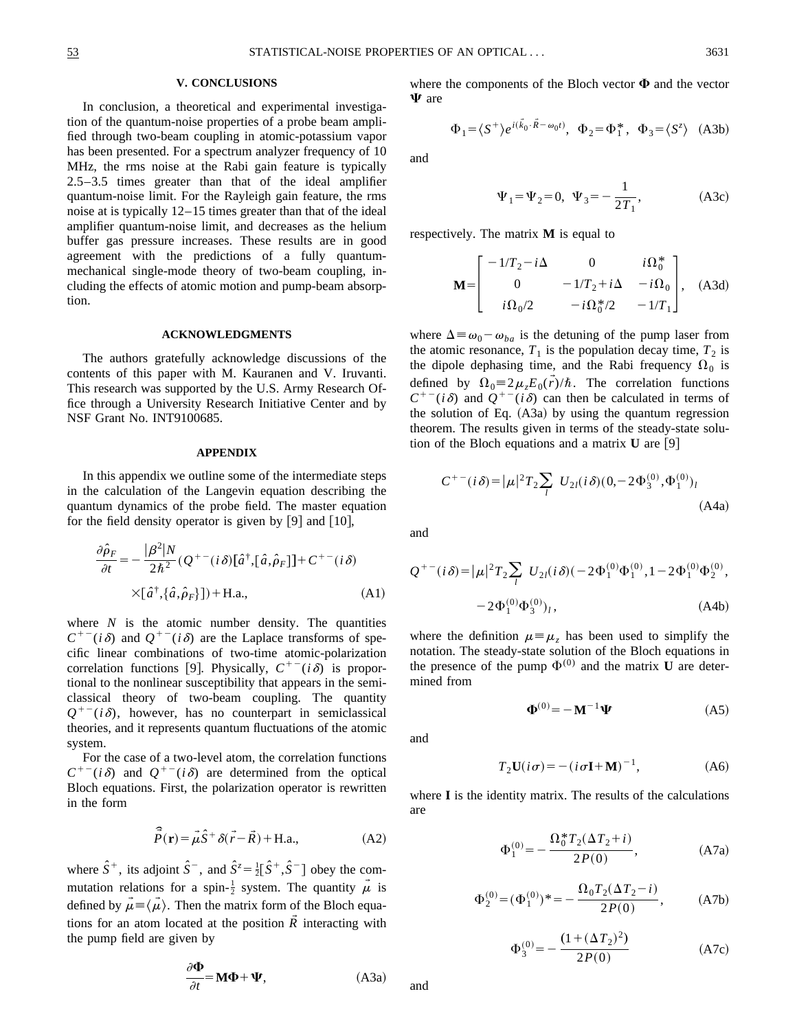## V. CONCLUSIONS

In conclusion, a theoretical and experimental investigation of the quantum-noise properties of a probe beam amplified through two-beam coupling in atomic-potassium vapor has been presented. For a spectrum analyzer frequency of 10 MHz, the rms noise at the Rabi gain feature is typically 2.5–3.5 times greater than that of the ideal amplifier quantum-noise limit. For the Rayleigh gain feature, the rms noise at is typically 12–15 times greater than that of the ideal amplifier quantum-noise limit, and decreases as the helium buffer gas pressure increases. These results are in good agreement with the predictions of a fully quantum-mechanical single-mode theory of two-beam coupling, including the effects of atomic motion and pump-beam absorption.

## ACKNOWLEDGMENTS

The authors gratefully acknowledge discussions of the contents of this paper with M. Kauranen and V. Iruvanti. This research was supported by the U.S. Army Research Office through a University Research Initiative Center and by NSF Grant No. INT9100685.

## APPENDIX

In this appendix we outline some of the intermediate steps in the calculation of the Langevin equation describing the quantum dynamics of the probe field. The master equation for the field density operator is given by [9] and [10],

$$\frac{\partial \hat{\rho}_F}{\partial t} = -\frac{|\beta^2|N}{2\hbar^2}\left(Q^{+-}(i\delta)[\hat{a}^\dagger,[\hat{a},\hat{\rho}_F]] + C^{+-}(i\delta) \times [\hat{a}^\dagger,\{\hat{a},\hat{\rho}_F\}]\right) + \text{H.a.}, \tag{A1}$$

where $N$ is the atomic number density. The quantities $C^{+-}(i\delta)$ and $Q^{+-}(i\delta)$ are the Laplace transforms of specific linear combinations of two-time atomic-polarization correlation functions [9]. Physically, $C^{+-}(i\delta)$ is proportional to the nonlinear susceptibility that appears in the semiclassical theory of two-beam coupling. The quantity $Q^{+-}(i\delta)$, however, has no counterpart in semiclassical theories, and it represents quantum fluctuations of the atomic system.

For the case of a two-level atom, the correlation functions $C^{+-}(i\delta)$ and $Q^{+-}(i\delta)$ are determined from the optical Bloch equations. First, the polarization operator is rewritten in the form

$$\hat{\vec{P}}(\mathbf{r}) = \vec{\mu}\hat{S}^+\delta(\vec{r}-\vec{R}) + \text{H.a.}, \tag{A2}$$

where $\hat{S}^+$, its adjoint $\hat{S}^-$, and $\hat{S}^z = \frac{1}{2}[\hat{S}^+,\hat{S}^-]$ obey the commutation relations for a spin-$\frac{1}{2}$ system. The quantity $\vec{\mu}$ is defined by $\vec{\mu} \equiv \langle \vec{\mu} \rangle$. Then the matrix form of the Bloch equations for an atom located at the position $\vec{R}$ interacting with the pump field are given by

$$\frac{\partial \mathbf{\Phi}}{\partial t} = \mathbf{M}\mathbf{\Phi} + \mathbf{\Psi}, \tag{A3a}$$

where the components of the Bloch vector $\mathbf{\Phi}$ and the vector $\mathbf{\Psi}$ are

$$\Phi_1 = \langle S^+ \rangle e^{i(\vec{k}_0\cdot\vec{R} - \omega_0 t)}, \quad \Phi_2 = \Phi_1^*, \quad \Phi_3 = \langle S^z \rangle \tag{A3b}$$

and

$$\Psi_1 = \Psi_2 = 0, \quad \Psi_3 = -\frac{1}{2T_1}, \tag{A3c}$$

respectively. The matrix $\mathbf{M}$ is equal to

$$\mathbf{M} = \begin{bmatrix} -1/T_2 - i\Delta & 0 & i\Omega_0^* \\ 0 & -1/T_2 + i\Delta & -i\Omega_0 \\ i\Omega_0/2 & -i\Omega_0^*/2 & -1/T_1 \end{bmatrix}, \tag{A3d}$$

where $\Delta \equiv \omega_0 - \omega_{ba}$ is the detuning of the pump laser from the atomic resonance, $T_1$ is the population decay time, $T_2$ is the dipole dephasing time, and the Rabi frequency $\Omega_0$ is defined by $\Omega_0 \equiv 2\mu_z E_0(\vec{r})/\hbar$. The correlation functions $C^{+-}(i\delta)$ and $Q^{+-}(i\delta)$ can then be calculated in terms of the solution of Eq. (A3a) by using the quantum regression theorem. The results given in terms of the steady-state solution of the Bloch equations and a matrix $\mathbf{U}$ are [9]

$$C^{+-}(i\delta) = |\mu|^2 T_2 \sum_l U_{2l}(i\delta)(0, -2\Phi_3^{(0)}, \Phi_1^{(0)})_l \tag{A4a}$$

and

$$Q^{+-}(i\delta) = |\mu|^2 T_2 \sum_l U_{2l}(i\delta)(-2\Phi_1^{(0)}\Phi_1^{(0)}, 1 - 2\Phi_1^{(0)}\Phi_2^{(0)}, -2\Phi_1^{(0)}\Phi_3^{(0)})_l, \tag{A4b}$$

where the definition $\mu \equiv \mu_z$ has been used to simplify the notation. The steady-state solution of the Bloch equations in the presence of the pump $\Phi^{(0)}$ and the matrix $\mathbf{U}$ are determined from

$$\mathbf{\Phi}^{(0)} = -\mathbf{M}^{-1}\mathbf{\Psi} \tag{A5}$$

and

$$T_2 \mathbf{U}(i\sigma) = -(i\sigma\mathbf{I} + \mathbf{M})^{-1}, \tag{A6}$$

where $\mathbf{I}$ is the identity matrix. The results of the calculations are

$$\Phi_1^{(0)} = -\frac{\Omega_0^* T_2(\Delta T_2 + i)}{2P(0)}, \tag{A7a}$$

$$\Phi_2^{(0)} = (\Phi_1^{(0)})^* = -\frac{\Omega_0 T_2(\Delta T_2 - i)}{2P(0)}, \tag{A7b}$$

$$\Phi_3^{(0)} = -\frac{(1 + (\Delta T_2)^2)}{2P(0)} \tag{A7c}$$

and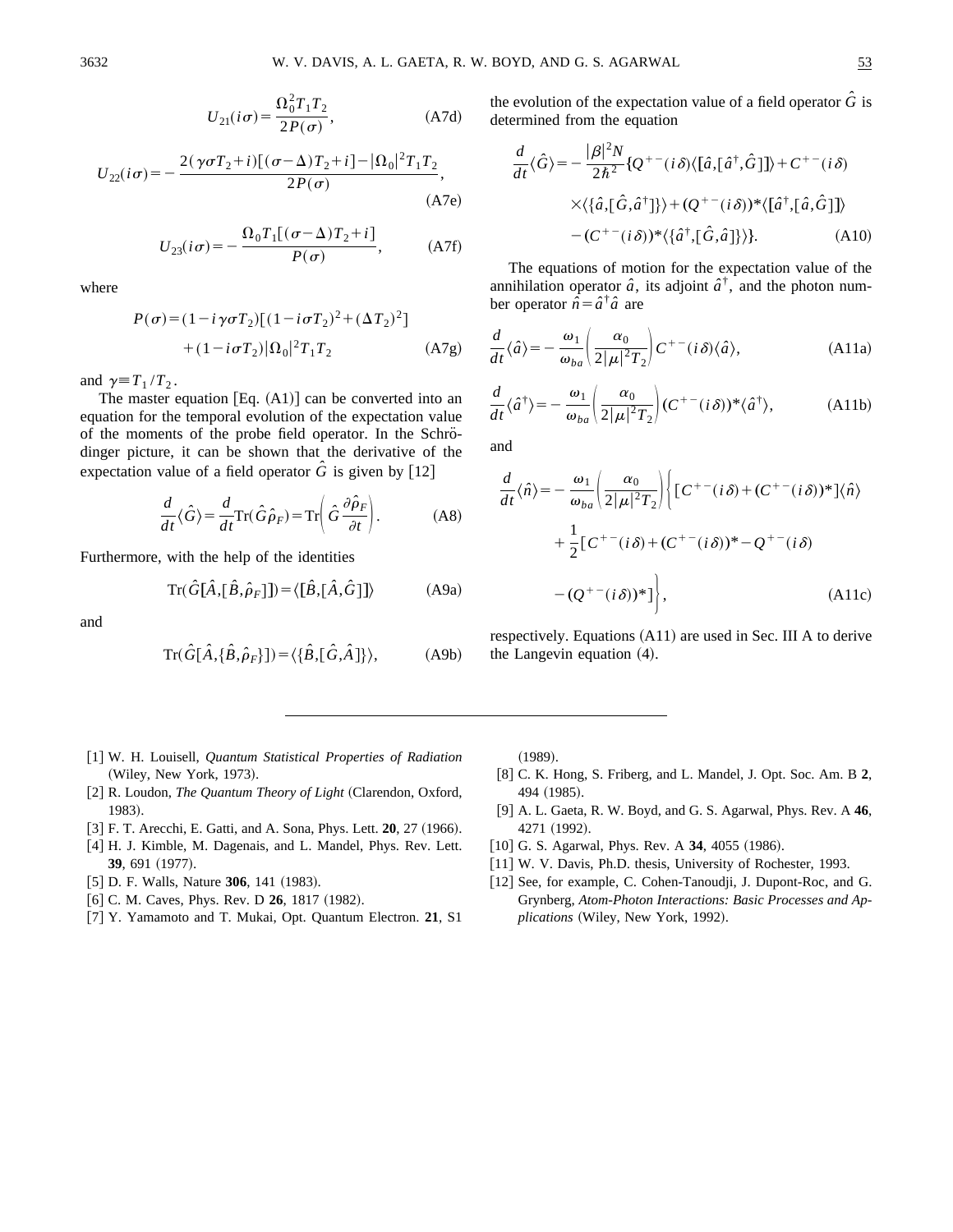$$U_{21}(i\sigma) = \frac{\Omega_0^2 T_1 T_2}{2P(\sigma)}, \tag{A7d}$$

$$U_{22}(i\sigma) = -\frac{2(\gamma\sigma T_2 + i)[(\sigma - \Delta)T_2 + i] - |\Omega_0|^2 T_1 T_2}{2P(\sigma)}, \tag{A7e}$$

$$U_{23}(i\sigma) = -\frac{\Omega_0 T_1 [(\sigma - \Delta)T_2 + i]}{P(\sigma)}, \tag{A7f}$$

where

$$P(\sigma) = (1 - i\gamma\sigma T_2)[(1 - i\sigma T_2)^2 + (\Delta T_2)^2] + (1 - i\sigma T_2)|\Omega_0|^2 T_1 T_2 \tag{A7g}$$

and $\gamma \equiv T_1/T_2$.

The master equation [Eq. (A1)] can be converted into an equation for the temporal evolution of the expectation value of the moments of the probe field operator. In the Schrödinger picture, it can be shown that the derivative of the expectation value of a field operator $\hat{G}$ is given by [12]

$$\frac{d}{dt}\langle \hat{G} \rangle = \frac{d}{dt}\mathrm{Tr}(\hat{G}\hat{\rho}_F) = \mathrm{Tr}\left(\hat{G}\frac{\partial \hat{\rho}_F}{\partial t}\right). \tag{A8}$$

Furthermore, with the help of the identities

$$\mathrm{Tr}(\hat{G}[\hat{A},[\hat{B},\hat{\rho}_F]]) = \langle [\hat{B},[\hat{A},\hat{G}]] \rangle \tag{A9a}$$

and

$$\mathrm{Tr}(\hat{G}[\hat{A},\{\hat{B},\hat{\rho}_F\}]) = \langle \{\hat{B},[\hat{G},\hat{A}]\} \rangle, \tag{A9b}$$

the evolution of the expectation value of a field operator $\hat{G}$ is determined from the equation

$$\frac{d}{dt}\langle \hat{G} \rangle = -\frac{|\beta|^2 N}{2\hbar^2}\{Q^{+-}(i\delta)\langle [\hat{a},[\hat{a}^\dagger,\hat{G}]] \rangle + C^{+-}(i\delta) \times \langle \{\hat{a},[\hat{G},\hat{a}^\dagger]\} \rangle + (Q^{+-}(i\delta))^* \langle [\hat{a}^\dagger,[\hat{a},\hat{G}]] \rangle - (C^{+-}(i\delta))^* \langle \{\hat{a}^\dagger,[\hat{G},\hat{a}]\} \rangle\}. \tag{A10}$$

The equations of motion for the expectation value of the annihilation operator $\hat{a}$, its adjoint $\hat{a}^\dagger$, and the photon number operator $\hat{n} = \hat{a}^\dagger \hat{a}$ are

$$\frac{d}{dt}\langle \hat{a} \rangle = -\frac{\omega_1}{\omega_{ba}}\left(\frac{\alpha_0}{2|\mu|^2 T_2}\right) C^{+-}(i\delta)\langle \hat{a} \rangle, \tag{A11a}$$

$$\frac{d}{dt}\langle \hat{a}^\dagger \rangle = -\frac{\omega_1}{\omega_{ba}}\left(\frac{\alpha_0}{2|\mu|^2 T_2}\right)(C^{+-}(i\delta))^* \langle \hat{a}^\dagger \rangle, \tag{A11b}$$

and

$$\frac{d}{dt}\langle \hat{n} \rangle = -\frac{\omega_1}{\omega_{ba}}\left(\frac{\alpha_0}{2|\mu|^2 T_2}\right)\bigg\{[C^{+-}(i\delta) + (C^{+-}(i\delta))^*]\langle \hat{n} \rangle + \frac{1}{2}[C^{+-}(i\delta) + (C^{+-}(i\delta))^* - Q^{+-}(i\delta) - (Q^{+-}(i\delta))^*]\bigg\}, \tag{A11c}$$

respectively. Equations (A11) are used in Sec. III A to derive the Langevin equation (4).

---

[1] W. H. Louisell, *Quantum Statistical Properties of Radiation* (Wiley, New York, 1973).

[2] R. Loudon, *The Quantum Theory of Light* (Clarendon, Oxford, 1983).

[3] F. T. Arecchi, E. Gatti, and A. Sona, Phys. Lett. **20**, 27 (1966).

[4] H. J. Kimble, M. Dagenais, and L. Mandel, Phys. Rev. Lett. **39**, 691 (1977).

[5] D. F. Walls, Nature **306**, 141 (1983).

[6] C. M. Caves, Phys. Rev. D **26**, 1817 (1982).

[7] Y. Yamamoto and T. Mukai, Opt. Quantum Electron. **21**, S1 (1989).

[8] C. K. Hong, S. Friberg, and L. Mandel, J. Opt. Soc. Am. B **2**, 494 (1985).

[9] A. L. Gaeta, R. W. Boyd, and G. S. Agarwal, Phys. Rev. A **46**, 4271 (1992).

[10] G. S. Agarwal, Phys. Rev. A **34**, 4055 (1986).

[11] W. V. Davis, Ph.D. thesis, University of Rochester, 1993.

[12] See, for example, C. Cohen-Tanoudji, J. Dupont-Roc, and G. Grynberg, *Atom-Photon Interactions: Basic Processes and Applications* (Wiley, New York, 1992).